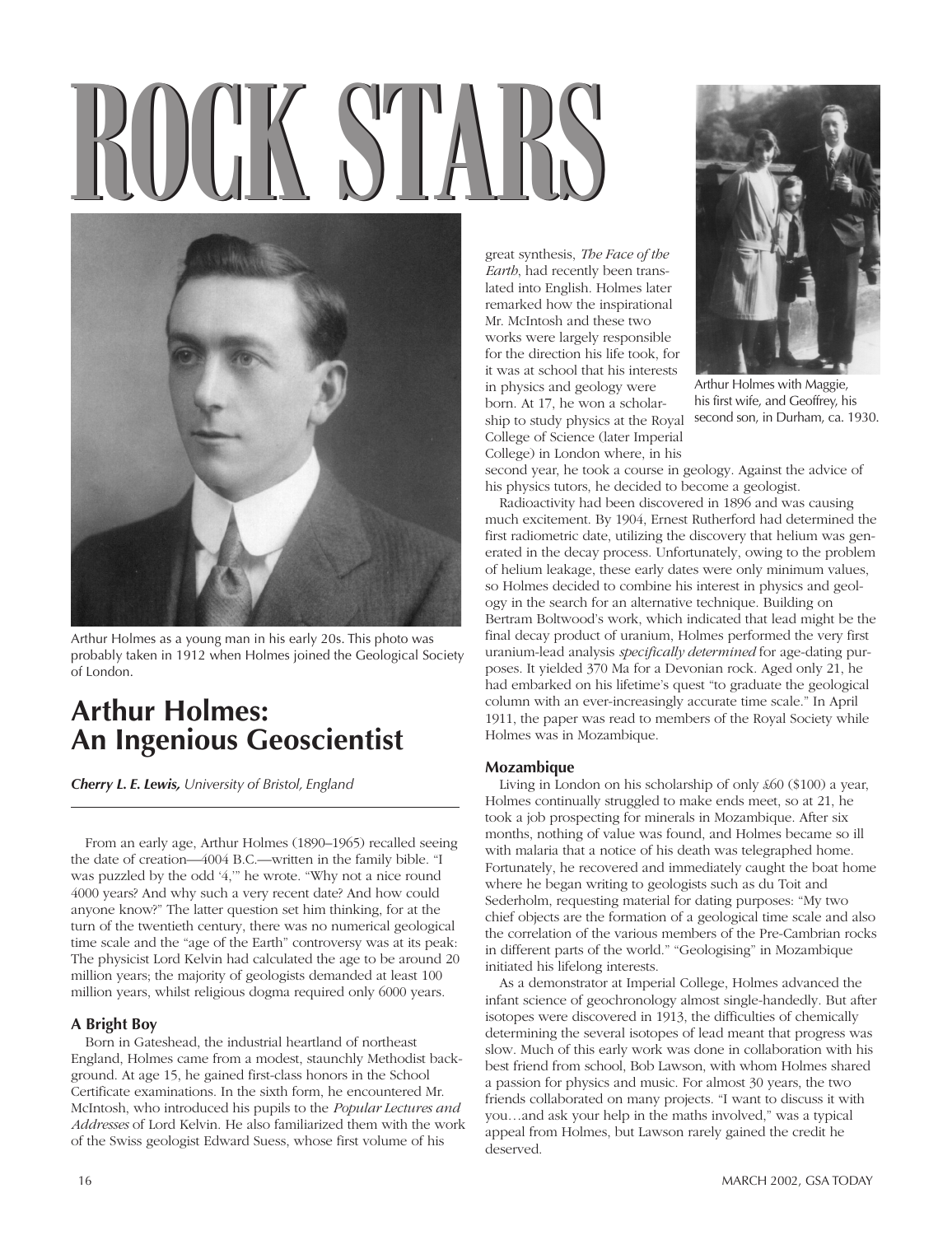# ROCK STARS

Arthur Holmes as a young man in his early 20s. This photo was probably taken in 1912 when Holmes joined the Geological Society of London.

## Arthur Holmes: An Ingenious Geoscientist

***Cherry L. E. Lewis,*** *University of Bristol, England*

From an early age, Arthur Holmes (1890–1965) recalled seeing the date of creation—4004 B.C.—written in the family bible. "I was puzzled by the odd '4,'" he wrote. "Why not a nice round 4000 years? And why such a very recent date? And how could anyone know?" The latter question set him thinking, for at the turn of the twentieth century, there was no numerical geological time scale and the "age of the Earth" controversy was at its peak: The physicist Lord Kelvin had calculated the age to be around 20 million years; the majority of geologists demanded at least 100 million years, whilst religious dogma required only 6000 years.

### A Bright Boy

Born in Gateshead, the industrial heartland of northeast England, Holmes came from a modest, staunchly Methodist background. At age 15, he gained first-class honors in the School Certificate examinations. In the sixth form, he encountered Mr. McIntosh, who introduced his pupils to the *Popular Lectures and Addresses* of Lord Kelvin. He also familiarized them with the work of the Swiss geologist Edward Suess, whose first volume of his great synthesis, *The Face of the Earth*, had recently been translated into English. Holmes later remarked how the inspirational Mr. McIntosh and these two works were largely responsible for the direction his life took, for it was at school that his interests in physics and geology were born. At 17, he won a scholarship to study physics at the Royal College of Science (later Imperial College) in London where, in his second year, he took a course in geology. Against the advice of his physics tutors, he decided to become a geologist.

Arthur Holmes with Maggie, his first wife, and Geoffrey, his second son, in Durham, ca. 1930.

Radioactivity had been discovered in 1896 and was causing much excitement. By 1904, Ernest Rutherford had determined the first radiometric date, utilizing the discovery that helium was generated in the decay process. Unfortunately, owing to the problem of helium leakage, these early dates were only minimum values, so Holmes decided to combine his interest in physics and geology in the search for an alternative technique. Building on Bertram Boltwood's work, which indicated that lead might be the final decay product of uranium, Holmes performed the very first uranium-lead analysis *specifically determined* for age-dating purposes. It yielded 370 Ma for a Devonian rock. Aged only 21, he had embarked on his lifetime's quest "to graduate the geological column with an ever-increasingly accurate time scale." In April 1911, the paper was read to members of the Royal Society while Holmes was in Mozambique.

### Mozambique

Living in London on his scholarship of only £60 ($100) a year, Holmes continually struggled to make ends meet, so at 21, he took a job prospecting for minerals in Mozambique. After six months, nothing of value was found, and Holmes became so ill with malaria that a notice of his death was telegraphed home. Fortunately, he recovered and immediately caught the boat home where he began writing to geologists such as du Toit and Sederholm, requesting material for dating purposes: "My two chief objects are the formation of a geological time scale and also the correlation of the various members of the Pre-Cambrian rocks in different parts of the world." "Geologising" in Mozambique initiated his lifelong interests.

As a demonstrator at Imperial College, Holmes advanced the infant science of geochronology almost single-handedly. But after isotopes were discovered in 1913, the difficulties of chemically determining the several isotopes of lead meant that progress was slow. Much of this early work was done in collaboration with his best friend from school, Bob Lawson, with whom Holmes shared a passion for physics and music. For almost 30 years, the two friends collaborated on many projects. "I want to discuss it with you…and ask your help in the maths involved," was a typical appeal from Holmes, but Lawson rarely gained the credit he deserved.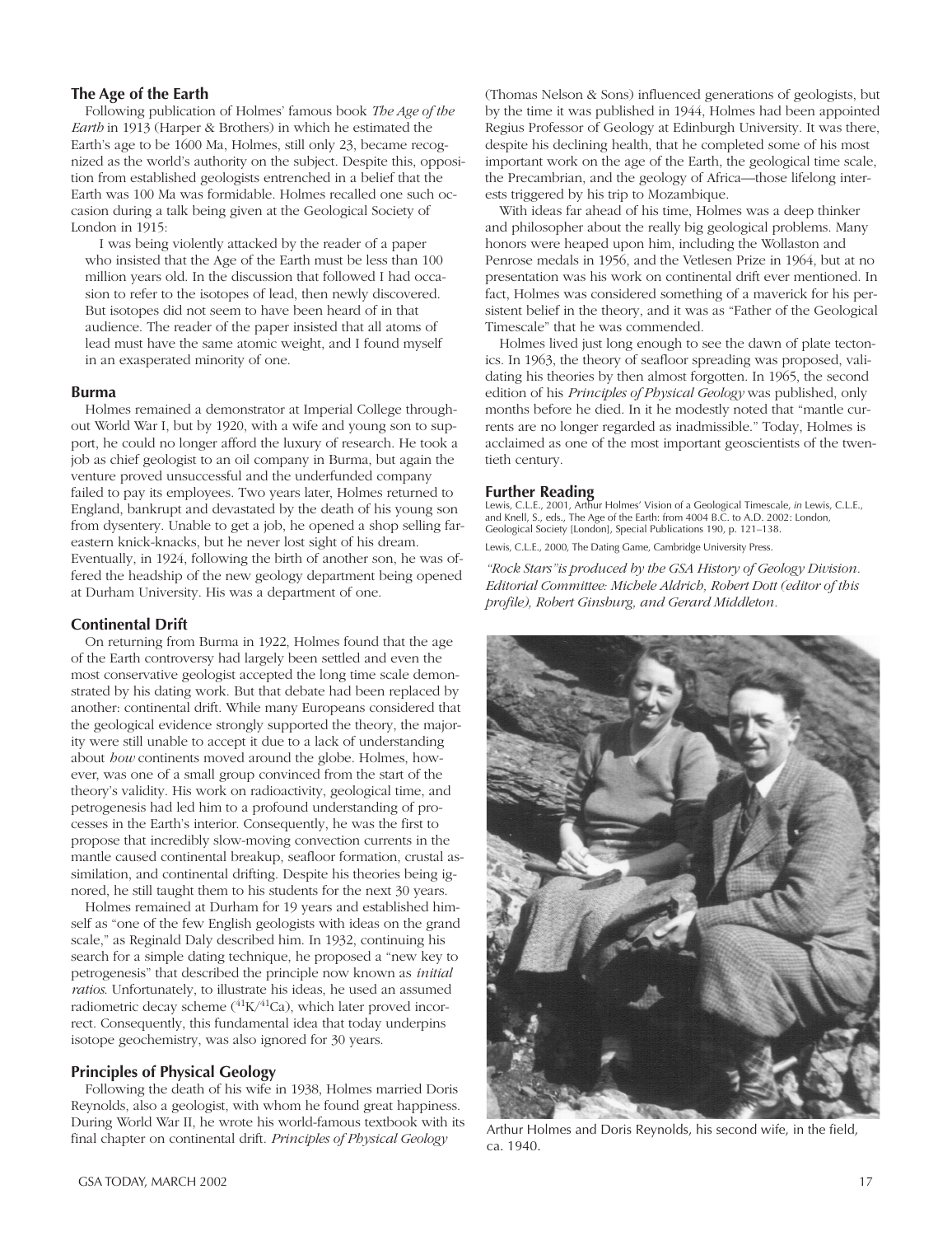## The Age of the Earth

Following publication of Holmes' famous book *The Age of the Earth* in 1913 (Harper & Brothers) in which he estimated the Earth's age to be 1600 Ma, Holmes, still only 23, became recognized as the world's authority on the subject. Despite this, opposition from established geologists entrenched in a belief that the Earth was 100 Ma was formidable. Holmes recalled one such occasion during a talk being given at the Geological Society of London in 1915:

> I was being violently attacked by the reader of a paper who insisted that the Age of the Earth must be less than 100 million years old. In the discussion that followed I had occasion to refer to the isotopes of lead, then newly discovered. But isotopes did not seem to have been heard of in that audience. The reader of the paper insisted that all atoms of lead must have the same atomic weight, and I found myself in an exasperated minority of one.

## Burma

Holmes remained a demonstrator at Imperial College throughout World War I, but by 1920, with a wife and young son to support, he could no longer afford the luxury of research. He took a job as chief geologist to an oil company in Burma, but again the venture proved unsuccessful and the underfunded company failed to pay its employees. Two years later, Holmes returned to England, bankrupt and devastated by the death of his young son from dysentery. Unable to get a job, he opened a shop selling far-eastern knick-knacks, but he never lost sight of his dream. Eventually, in 1924, following the birth of another son, he was offered the headship of the new geology department being opened at Durham University. His was a department of one.

## Continental Drift

On returning from Burma in 1922, Holmes found that the age of the Earth controversy had largely been settled and even the most conservative geologist accepted the long time scale demonstrated by his dating work. But that debate had been replaced by another: continental drift. While many Europeans considered that the geological evidence strongly supported the theory, the majority were still unable to accept it due to a lack of understanding about *how* continents moved around the globe. Holmes, however, was one of a small group convinced from the start of the theory's validity. His work on radioactivity, geological time, and petrogenesis had led him to a profound understanding of processes in the Earth's interior. Consequently, he was the first to propose that incredibly slow-moving convection currents in the mantle caused continental breakup, seafloor formation, crustal assimilation, and continental drifting. Despite his theories being ignored, he still taught them to his students for the next 30 years.

Holmes remained at Durham for 19 years and established himself as "one of the few English geologists with ideas on the grand scale," as Reginald Daly described him. In 1932, continuing his search for a simple dating technique, he proposed a "new key to petrogenesis" that described the principle now known as *initial ratios*. Unfortunately, to illustrate his ideas, he used an assumed radiometric decay scheme ($^{41}K/^{41}Ca$), which later proved incorrect. Consequently, this fundamental idea that today underpins isotope geochemistry, was also ignored for 30 years.

## Principles of Physical Geology

Following the death of his wife in 1938, Holmes married Doris Reynolds, also a geologist, with whom he found great happiness. During World War II, he wrote his world-famous textbook with its final chapter on continental drift. *Principles of Physical Geology* (Thomas Nelson & Sons) influenced generations of geologists, but by the time it was published in 1944, Holmes had been appointed Regius Professor of Geology at Edinburgh University. It was there, despite his declining health, that he completed some of his most important work on the age of the Earth, the geological time scale, the Precambrian, and the geology of Africa—those lifelong interests triggered by his trip to Mozambique.

With ideas far ahead of his time, Holmes was a deep thinker and philosopher about the really big geological problems. Many honors were heaped upon him, including the Wollaston and Penrose medals in 1956, and the Vetlesen Prize in 1964, but at no presentation was his work on continental drift ever mentioned. In fact, Holmes was considered something of a maverick for his persistent belief in the theory, and it was as "Father of the Geological Timescale" that he was commended.

Holmes lived just long enough to see the dawn of plate tectonics. In 1963, the theory of seafloor spreading was proposed, validating his theories by then almost forgotten. In 1965, the second edition of his *Principles of Physical Geology* was published, only months before he died. In it he modestly noted that "mantle currents are no longer regarded as inadmissible." Today, Holmes is acclaimed as one of the most important geoscientists of the twentieth century.

## Further Reading

Lewis, C.L.E., 2001, Arthur Holmes' Vision of a Geological Timescale, *in* Lewis, C.L.E., and Knell, S., eds., The Age of the Earth: from 4004 B.C. to A.D. 2002: London, Geological Society [London], Special Publications 190, p. 121–138.

Lewis, C.L.E., 2000, The Dating Game, Cambridge University Press.

*"Rock Stars" is produced by the GSA History of Geology Division. Editorial Committee: Michele Aldrich, Robert Dott (editor of this profile), Robert Ginsburg, and Gerard Middleton.*

Arthur Holmes and Doris Reynolds, his second wife, in the field, ca. 1940.